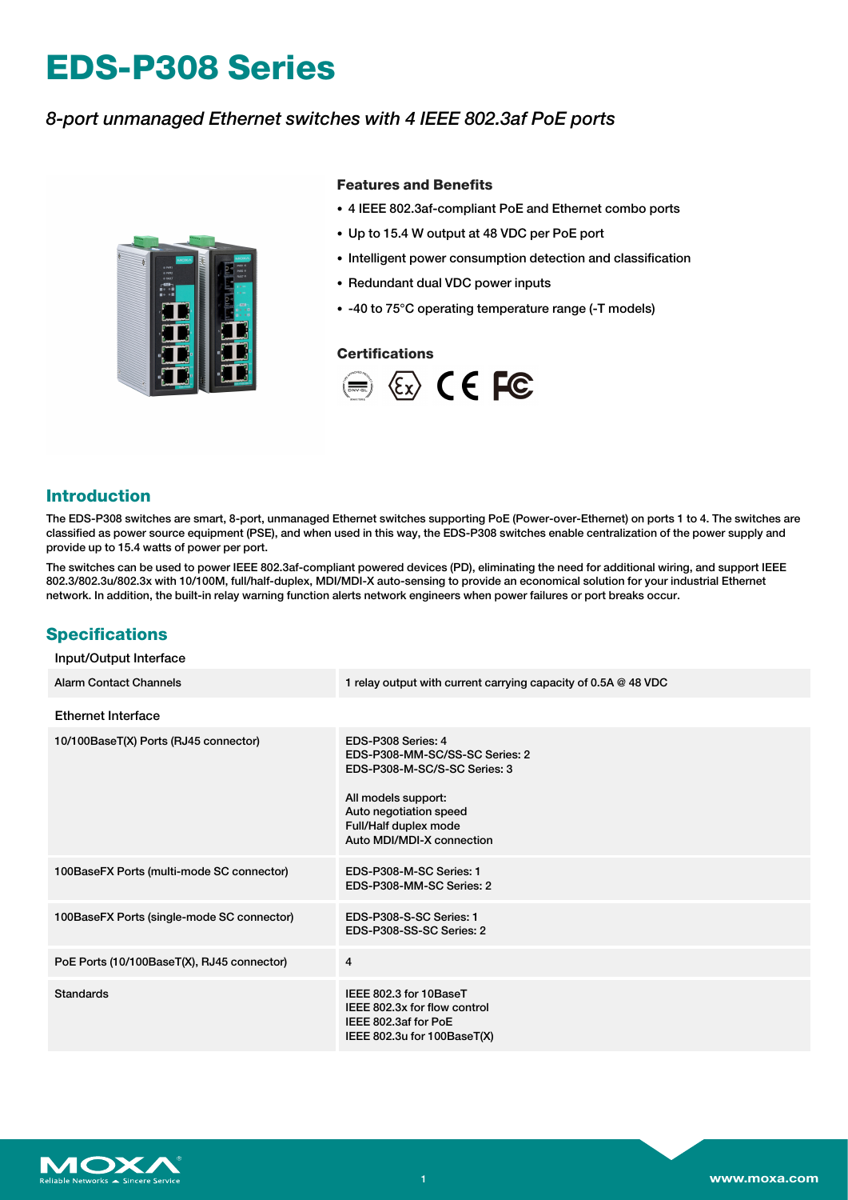# EDS-P308 Series

*8-port unmanaged Ethernet switches with 4 IEEE 802.3af PoE ports*

### Features and Benefits

- 4 IEEE 802.3af-compliant PoE and Ethernet combo ports
- Up to 15.4 W output at 48 VDC per PoE port
- Intelligent power consumption detection and classification
- Redundant dual VDC power inputs
- -40 to 75°C operating temperature range (-T models)

### Certifications

## Introduction

The EDS-P308 switches are smart, 8-port, unmanaged Ethernet switches supporting PoE (Power-over-Ethernet) on ports 1 to 4. The switches are classified as power source equipment (PSE), and when used in this way, the EDS-P308 switches enable centralization of the power supply and provide up to 15.4 watts of power per port.

The switches can be used to power IEEE 802.3af-compliant powered devices (PD), eliminating the need for additional wiring, and support IEEE 802.3/802.3u/802.3x with 10/100M, full/half-duplex, MDI/MDI-X auto-sensing to provide an economical solution for your industrial Ethernet network. In addition, the built-in relay warning function alerts network engineers when power failures or port breaks occur.

## Specifications

### Input/Output Interface

| | |
|---|---|
| Alarm Contact Channels | 1 relay output with current carrying capacity of 0.5A @ 48 VDC |

### Ethernet Interface

| | |
|---|---|
| 10/100BaseT(X) Ports (RJ45 connector) | EDS-P308 Series: 4<br>EDS-P308-MM-SC/SS-SC Series: 2<br>EDS-P308-M-SC/S-SC Series: 3<br><br>All models support:<br>Auto negotiation speed<br>Full/Half duplex mode<br>Auto MDI/MDI-X connection |
| 100BaseFX Ports (multi-mode SC connector) | EDS-P308-M-SC Series: 1<br>EDS-P308-MM-SC Series: 2 |
| 100BaseFX Ports (single-mode SC connector) | EDS-P308-S-SC Series: 1<br>EDS-P308-SS-SC Series: 2 |
| PoE Ports (10/100BaseT(X), RJ45 connector) | 4 |
| Standards | IEEE 802.3 for 10BaseT<br>IEEE 802.3x for flow control<br>IEEE 802.3af for PoE<br>IEEE 802.3u for 100BaseT(X) |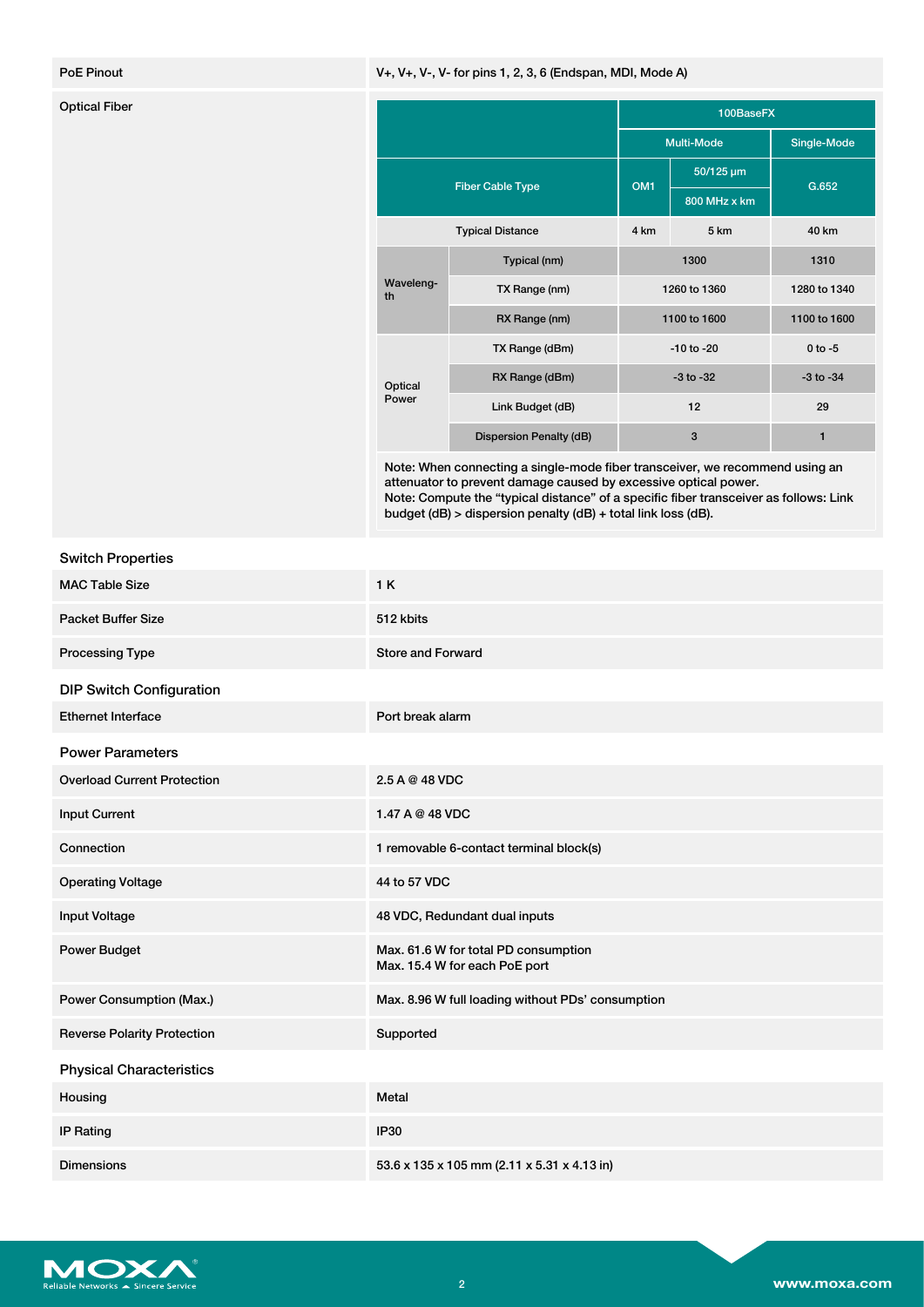| PoE Pinout | V+, V+, V-, V- for pins 1, 2, 3, 6 (Endspan, MDI, Mode A) |
|---|---|

**Optical Fiber**

| | | 100BaseFX | | |
|---|---|---|---|---|
| | | Multi-Mode | | Single-Mode |
| Fiber Cable Type | | OM1 | 50/125 µm 800 MHz x km | G.652 |
| Typical Distance | | 4 km | 5 km | 40 km |
| Wavelength | Typical (nm) | 1300 | | 1310 |
| | TX Range (nm) | 1260 to 1360 | | 1280 to 1340 |
| | RX Range (nm) | 1100 to 1600 | | 1100 to 1600 |
| Optical Power | TX Range (dBm) | -10 to -20 | | 0 to -5 |
| | RX Range (dBm) | -3 to -32 | | -3 to -34 |
| | Link Budget (dB) | 12 | | 29 |
| | Dispersion Penalty (dB) | 3 | | 1 |

Note: When connecting a single-mode fiber transceiver, we recommend using an attenuator to prevent damage caused by excessive optical power.
Note: Compute the "typical distance" of a specific fiber transceiver as follows: Link budget (dB) > dispersion penalty (dB) + total link loss (dB).

## Switch Properties

| MAC Table Size | 1 K |
|---|---|
| Packet Buffer Size | 512 kbits |
| Processing Type | Store and Forward |

## DIP Switch Configuration

| Ethernet Interface | Port break alarm |
|---|---|

## Power Parameters

| Overload Current Protection | 2.5 A @ 48 VDC |
|---|---|
| Input Current | 1.47 A @ 48 VDC |
| Connection | 1 removable 6-contact terminal block(s) |
| Operating Voltage | 44 to 57 VDC |
| Input Voltage | 48 VDC, Redundant dual inputs |
| Power Budget | Max. 61.6 W for total PD consumption<br>Max. 15.4 W for each PoE port |
| Power Consumption (Max.) | Max. 8.96 W full loading without PDs' consumption |
| Reverse Polarity Protection | Supported |

## Physical Characteristics

| Housing | Metal |
|---|---|
| IP Rating | IP30 |
| Dimensions | 53.6 x 135 x 105 mm (2.11 x 5.31 x 4.13 in) |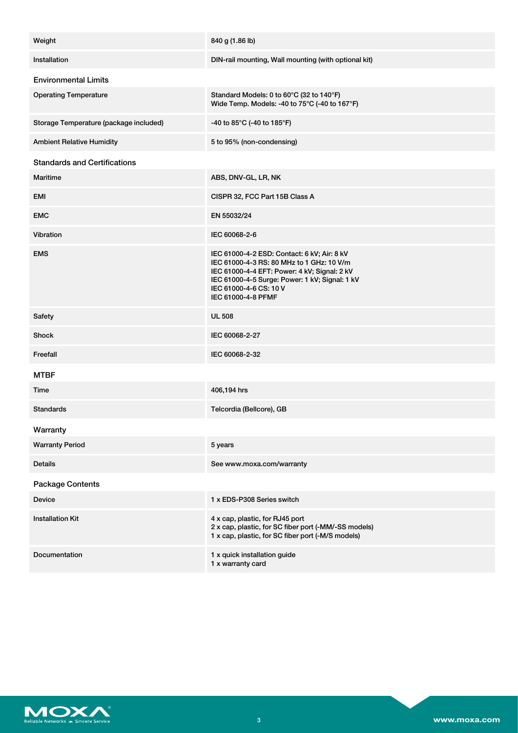| | |
|---|---|
| Weight | 840 g (1.86 lb) |
| Installation | DIN-rail mounting, Wall mounting (with optional kit) |

### Environmental Limits

| | |
|---|---|
| Operating Temperature | Standard Models: 0 to 60°C (32 to 140°F)<br>Wide Temp. Models: -40 to 75°C (-40 to 167°F) |
| Storage Temperature (package included) | -40 to 85°C (-40 to 185°F) |
| Ambient Relative Humidity | 5 to 95% (non-condensing) |

### Standards and Certifications

| | |
|---|---|
| Maritime | ABS, DNV-GL, LR, NK |
| EMI | CISPR 32, FCC Part 15B Class A |
| EMC | EN 55032/24 |
| Vibration | IEC 60068-2-6 |
| EMS | IEC 61000-4-2 ESD: Contact: 6 kV; Air: 8 kV<br>IEC 61000-4-3 RS: 80 MHz to 1 GHz: 10 V/m<br>IEC 61000-4-4 EFT: Power: 4 kV; Signal: 2 kV<br>IEC 61000-4-5 Surge: Power: 1 kV; Signal: 1 kV<br>IEC 61000-4-6 CS: 10 V<br>IEC 61000-4-8 PFMF |
| Safety | UL 508 |
| Shock | IEC 60068-2-27 |
| Freefall | IEC 60068-2-32 |

### MTBF

| | |
|---|---|
| Time | 406,194 hrs |
| Standards | Telcordia (Bellcore), GB |

### Warranty

| | |
|---|---|
| Warranty Period | 5 years |
| Details | See www.moxa.com/warranty |

### Package Contents

| | |
|---|---|
| Device | 1 x EDS-P308 Series switch |
| Installation Kit | 4 x cap, plastic, for RJ45 port<br>2 x cap, plastic, for SC fiber port (-MM/-SS models)<br>1 x cap, plastic, for SC fiber port (-M/S models) |
| Documentation | 1 x quick installation guide<br>1 x warranty card |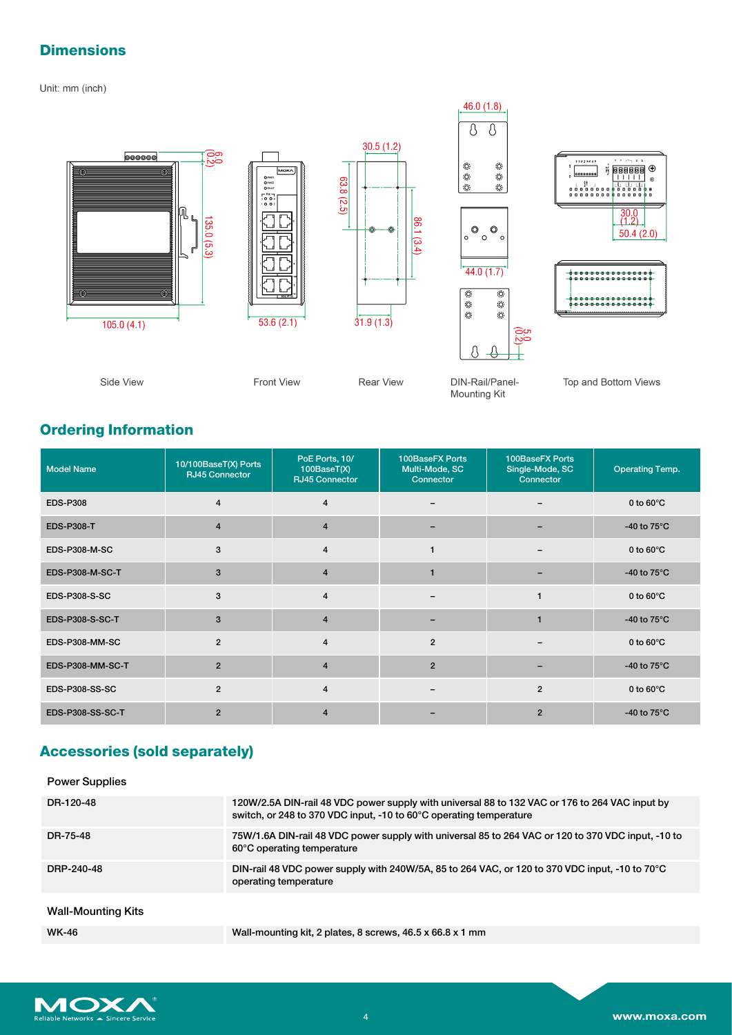## Dimensions

Unit: mm (inch)

Side View

Front View

Rear View

DIN-Rail/Panel-Mounting Kit

Top and Bottom Views

## Ordering Information

| Model Name | 10/100BaseT(X) Ports RJ45 Connector | PoE Ports, 10/100BaseT(X) RJ45 Connector | 100BaseFX Ports Multi-Mode, SC Connector | 100BaseFX Ports Single-Mode, SC Connector | Operating Temp. |
|---|---|---|---|---|---|
| EDS-P308 | 4 | 4 | – | – | 0 to 60°C |
| EDS-P308-T | 4 | 4 | – | – | -40 to 75°C |
| EDS-P308-M-SC | 3 | 4 | 1 | – | 0 to 60°C |
| EDS-P308-M-SC-T | 3 | 4 | 1 | – | -40 to 75°C |
| EDS-P308-S-SC | 3 | 4 | – | 1 | 0 to 60°C |
| EDS-P308-S-SC-T | 3 | 4 | – | 1 | -40 to 75°C |
| EDS-P308-MM-SC | 2 | 4 | 2 | – | 0 to 60°C |
| EDS-P308-MM-SC-T | 2 | 4 | 2 | – | -40 to 75°C |
| EDS-P308-SS-SC | 2 | 4 | – | 2 | 0 to 60°C |
| EDS-P308-SS-SC-T | 2 | 4 | – | 2 | -40 to 75°C |

## Accessories (sold separately)

### Power Supplies

| | |
|---|---|
| DR-120-48 | 120W/2.5A DIN-rail 48 VDC power supply with universal 88 to 132 VAC or 176 to 264 VAC input by switch, or 248 to 370 VDC input, -10 to 60°C operating temperature |
| DR-75-48 | 75W/1.6A DIN-rail 48 VDC power supply with universal 85 to 264 VAC or 120 to 370 VDC input, -10 to 60°C operating temperature |
| DRP-240-48 | DIN-rail 48 VDC power supply with 240W/5A, 85 to 264 VAC, or 120 to 370 VDC input, -10 to 70°C operating temperature |

### Wall-Mounting Kits

| | |
|---|---|
| WK-46 | Wall-mounting kit, 2 plates, 8 screws, 46.5 x 66.8 x 1 mm |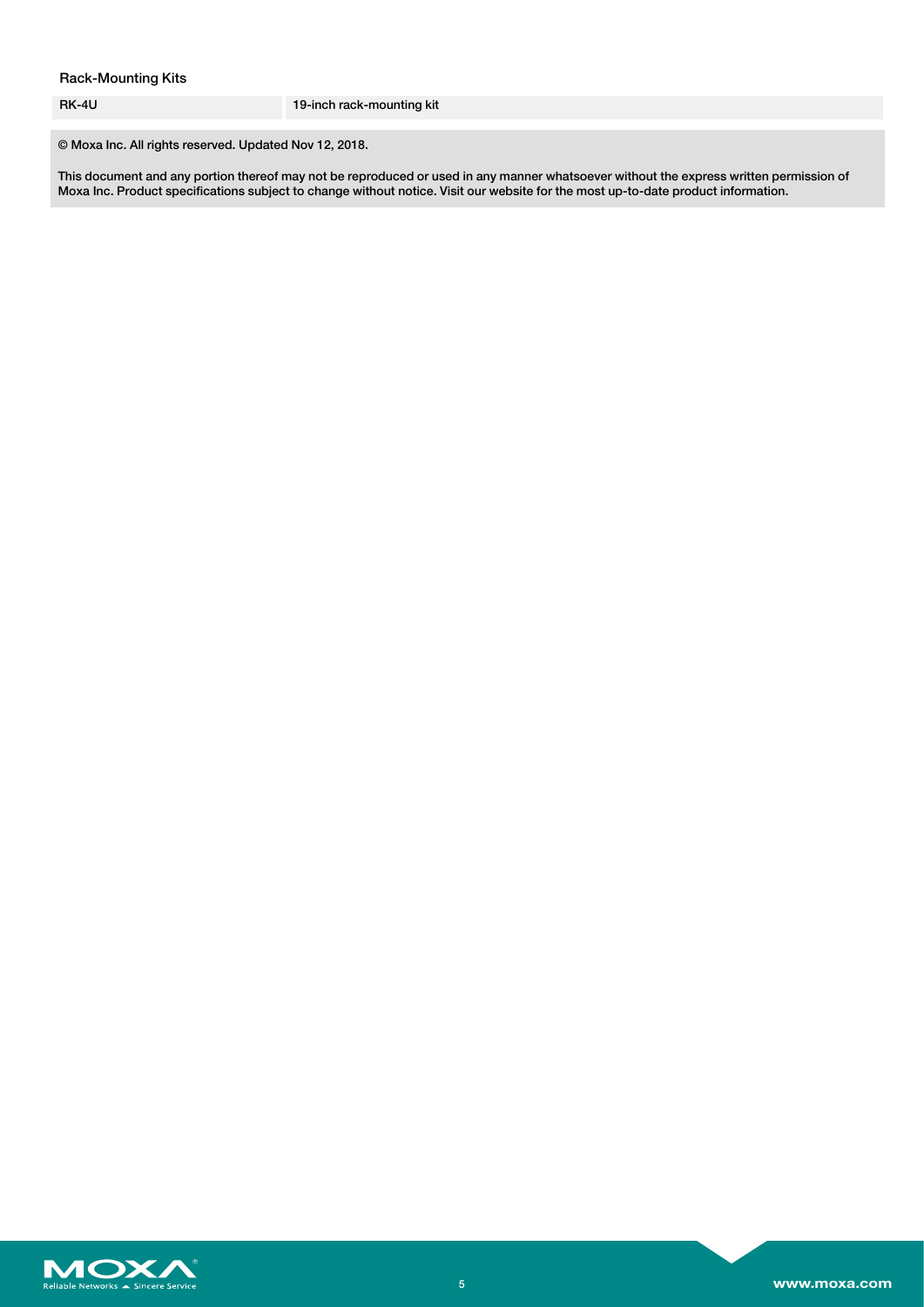Rack-Mounting Kits

| | |
|---|---|
| RK-4U | 19-inch rack-mounting kit |

© Moxa Inc. All rights reserved. Updated Nov 12, 2018.

This document and any portion thereof may not be reproduced or used in any manner whatsoever without the express written permission of Moxa Inc. Product specifications subject to change without notice. Visit our website for the most up-to-date product information.